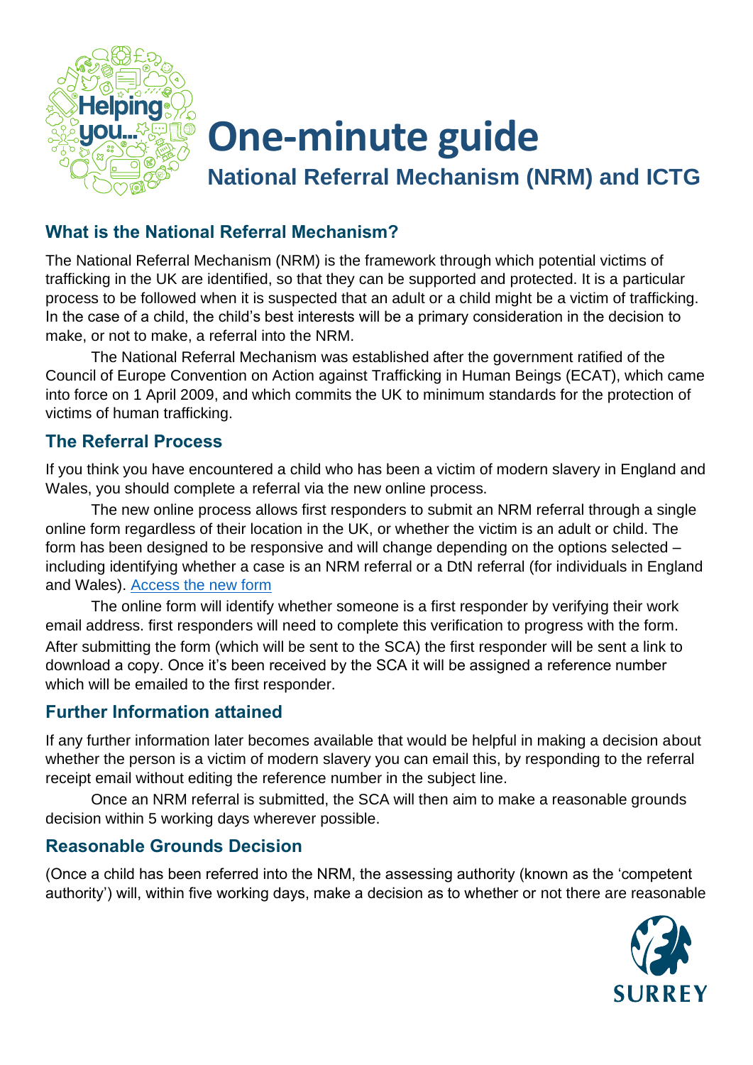# One-minute guide

## National Referral Mechanism (NRM) and ICTG

### What is the National Referral Mechanism?

The National Referral Mechanism (NRM) is the framework through which potential victims of trafficking in the UK are identified, so that they can be supported and protected. It is a particular process to be followed when it is suspected that an adult or a child might be a victim of trafficking. In the case of a child, the child's best interests will be a primary consideration in the decision to make, or not to make, a referral into the NRM.

The National Referral Mechanism was established after the government ratified of the Council of Europe Convention on Action against Trafficking in Human Beings (ECAT), which came into force on 1 April 2009, and which commits the UK to minimum standards for the protection of victims of human trafficking.

### The Referral Process

If you think you have encountered a child who has been a victim of modern slavery in England and Wales, you should complete a referral via the new online process.

The new online process allows first responders to submit an NRM referral through a single online form regardless of their location in the UK, or whether the victim is an adult or child. The form has been designed to be responsive and will change depending on the options selected – including identifying whether a case is an NRM referral or a DtN referral (for individuals in England and Wales). [Access the new form]

The online form will identify whether someone is a first responder by verifying their work email address. first responders will need to complete this verification to progress with the form. After submitting the form (which will be sent to the SCA) the first responder will be sent a link to download a copy. Once it's been received by the SCA it will be assigned a reference number which will be emailed to the first responder.

### Further Information attained

If any further information later becomes available that would be helpful in making a decision about whether the person is a victim of modern slavery you can email this, by responding to the referral receipt email without editing the reference number in the subject line.

Once an NRM referral is submitted, the SCA will then aim to make a reasonable grounds decision within 5 working days wherever possible.

### Reasonable Grounds Decision

(Once a child has been referred into the NRM, the assessing authority (known as the 'competent authority') will, within five working days, make a decision as to whether or not there are reasonable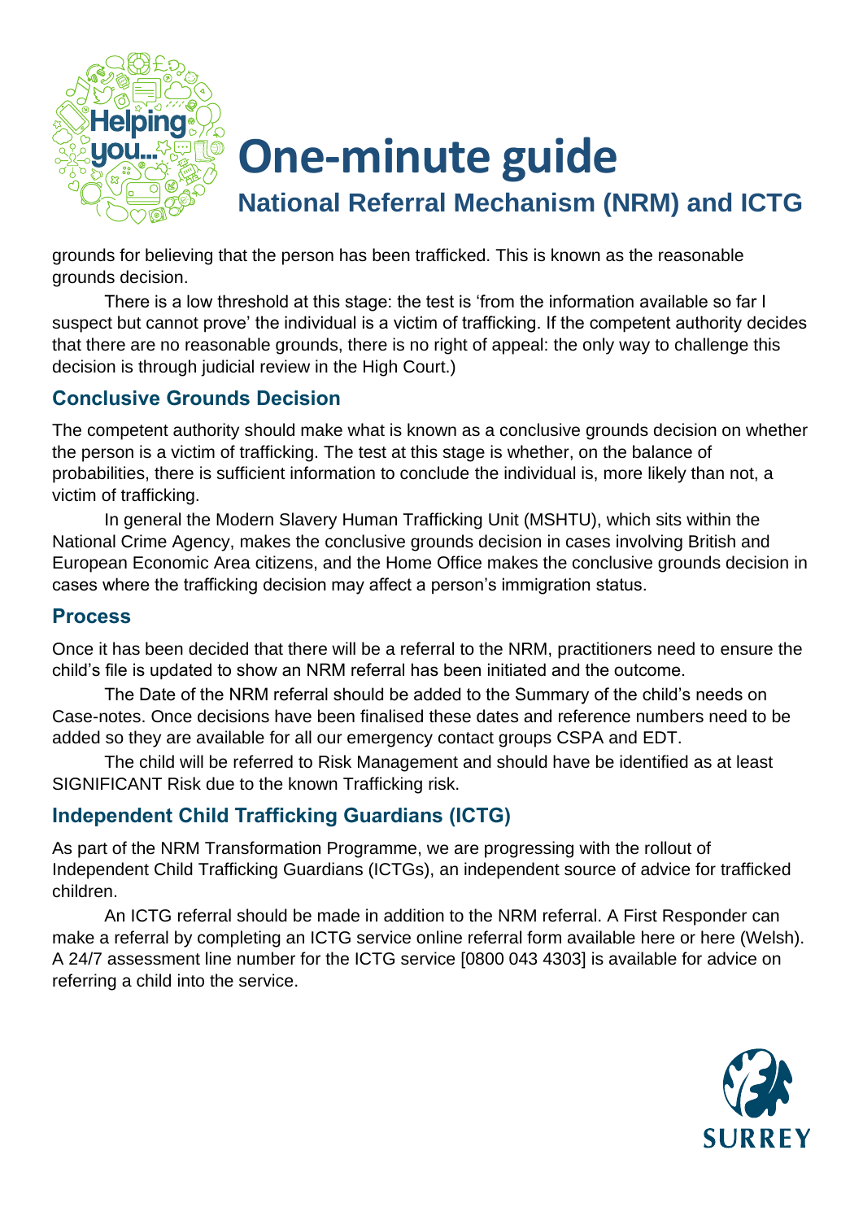grounds for believing that the person has been trafficked. This is known as the reasonable grounds decision.

There is a low threshold at this stage: the test is 'from the information available so far I suspect but cannot prove' the individual is a victim of trafficking. If the competent authority decides that there are no reasonable grounds, there is no right of appeal: the only way to challenge this decision is through judicial review in the High Court.)

## Conclusive Grounds Decision

The competent authority should make what is known as a conclusive grounds decision on whether the person is a victim of trafficking. The test at this stage is whether, on the balance of probabilities, there is sufficient information to conclude the individual is, more likely than not, a victim of trafficking.

In general the Modern Slavery Human Trafficking Unit (MSHTU), which sits within the National Crime Agency, makes the conclusive grounds decision in cases involving British and European Economic Area citizens, and the Home Office makes the conclusive grounds decision in cases where the trafficking decision may affect a person's immigration status.

## Process

Once it has been decided that there will be a referral to the NRM, practitioners need to ensure the child's file is updated to show an NRM referral has been initiated and the outcome.

The Date of the NRM referral should be added to the Summary of the child's needs on Case-notes. Once decisions have been finalised these dates and reference numbers need to be added so they are available for all our emergency contact groups CSPA and EDT.

The child will be referred to Risk Management and should have be identified as at least SIGNIFICANT Risk due to the known Trafficking risk.

## Independent Child Trafficking Guardians (ICTG)

As part of the NRM Transformation Programme, we are progressing with the rollout of Independent Child Trafficking Guardians (ICTGs), an independent source of advice for trafficked children.

An ICTG referral should be made in addition to the NRM referral. A First Responder can make a referral by completing an ICTG service online referral form available here or here (Welsh). A 24/7 assessment line number for the ICTG service [0800 043 4303] is available for advice on referring a child into the service.